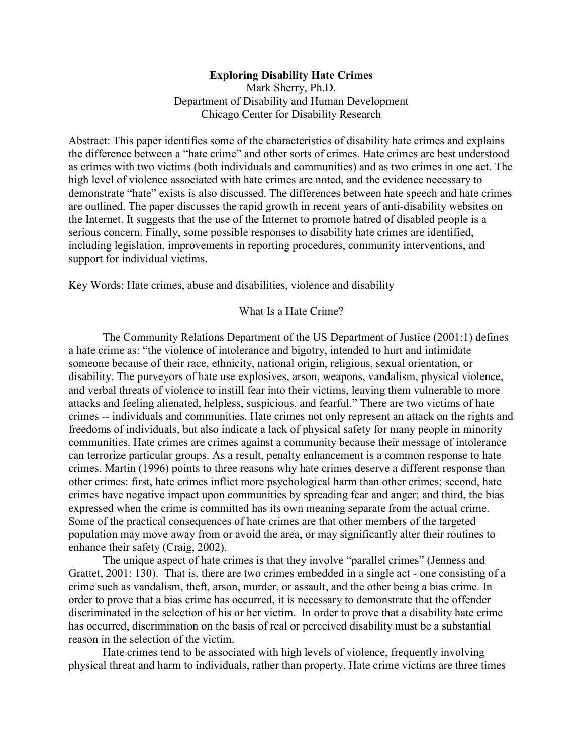# Exploring Disability Hate Crimes

Mark Sherry, Ph.D.
Department of Disability and Human Development
Chicago Center for Disability Research

Abstract: This paper identifies some of the characteristics of disability hate crimes and explains the difference between a "hate crime" and other sorts of crimes. Hate crimes are best understood as crimes with two victims (both individuals and communities) and as two crimes in one act. The high level of violence associated with hate crimes are noted, and the evidence necessary to demonstrate "hate" exists is also discussed. The differences between hate speech and hate crimes are outlined. The paper discusses the rapid growth in recent years of anti-disability websites on the Internet. It suggests that the use of the Internet to promote hatred of disabled people is a serious concern. Finally, some possible responses to disability hate crimes are identified, including legislation, improvements in reporting procedures, community interventions, and support for individual victims.

Key Words: Hate crimes, abuse and disabilities, violence and disability

## What Is a Hate Crime?

The Community Relations Department of the US Department of Justice (2001:1) defines a hate crime as: "the violence of intolerance and bigotry, intended to hurt and intimidate someone because of their race, ethnicity, national origin, religious, sexual orientation, or disability. The purveyors of hate use explosives, arson, weapons, vandalism, physical violence, and verbal threats of violence to instill fear into their victims, leaving them vulnerable to more attacks and feeling alienated, helpless, suspicious, and fearful." There are two victims of hate crimes -- individuals and communities. Hate crimes not only represent an attack on the rights and freedoms of individuals, but also indicate a lack of physical safety for many people in minority communities. Hate crimes are crimes against a community because their message of intolerance can terrorize particular groups. As a result, penalty enhancement is a common response to hate crimes. Martin (1996) points to three reasons why hate crimes deserve a different response than other crimes: first, hate crimes inflict more psychological harm than other crimes; second, hate crimes have negative impact upon communities by spreading fear and anger; and third, the bias expressed when the crime is committed has its own meaning separate from the actual crime. Some of the practical consequences of hate crimes are that other members of the targeted population may move away from or avoid the area, or may significantly alter their routines to enhance their safety (Craig, 2002).

The unique aspect of hate crimes is that they involve "parallel crimes" (Jenness and Grattet, 2001: 130). That is, there are two crimes embedded in a single act - one consisting of a crime such as vandalism, theft, arson, murder, or assault, and the other being a bias crime. In order to prove that a bias crime has occurred, it is necessary to demonstrate that the offender discriminated in the selection of his or her victim. In order to prove that a disability hate crime has occurred, discrimination on the basis of real or perceived disability must be a substantial reason in the selection of the victim.

Hate crimes tend to be associated with high levels of violence, frequently involving physical threat and harm to individuals, rather than property. Hate crime victims are three times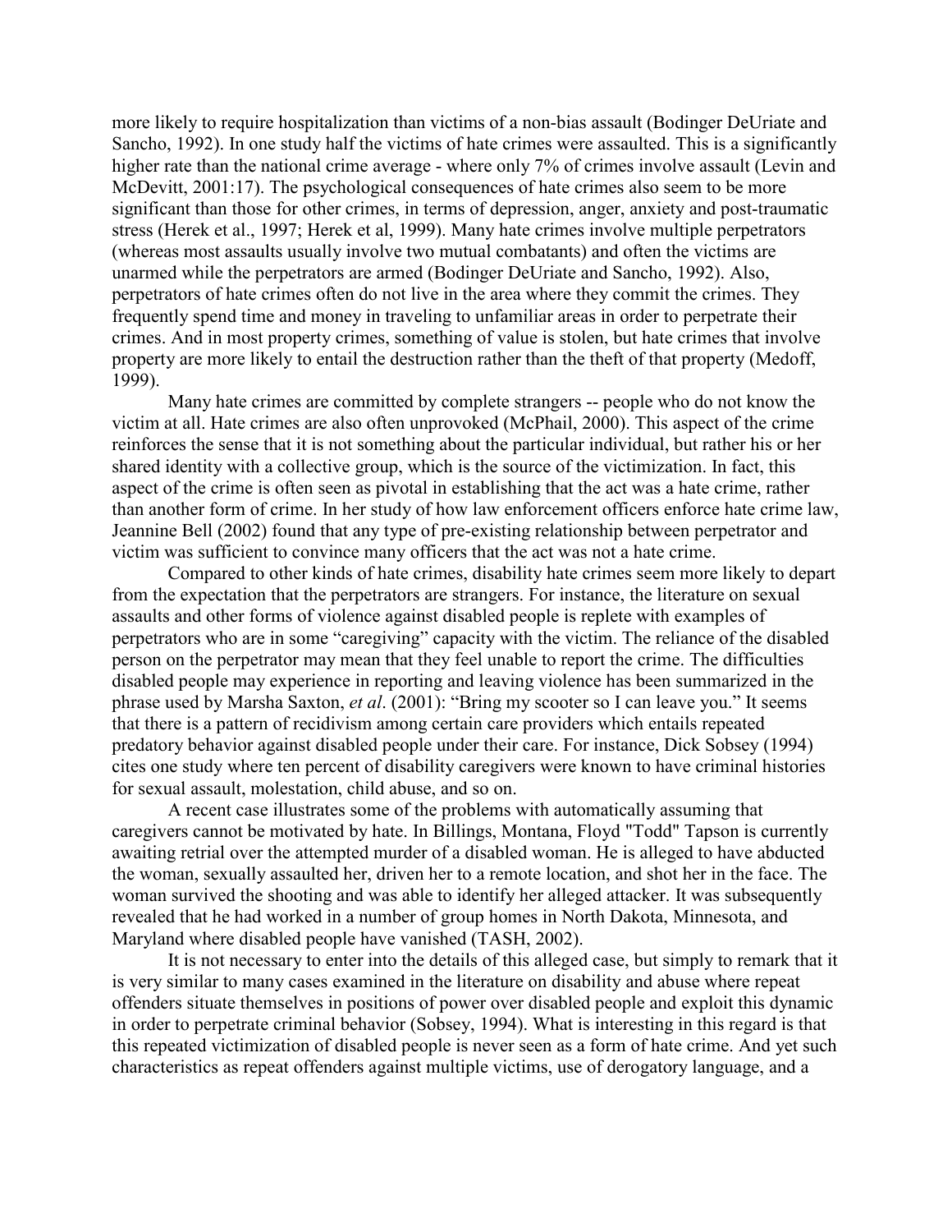more likely to require hospitalization than victims of a non-bias assault (Bodinger DeUriate and Sancho, 1992). In one study half the victims of hate crimes were assaulted. This is a significantly higher rate than the national crime average - where only 7% of crimes involve assault (Levin and McDevitt, 2001:17). The psychological consequences of hate crimes also seem to be more significant than those for other crimes, in terms of depression, anger, anxiety and post-traumatic stress (Herek et al., 1997; Herek et al, 1999). Many hate crimes involve multiple perpetrators (whereas most assaults usually involve two mutual combatants) and often the victims are unarmed while the perpetrators are armed (Bodinger DeUriate and Sancho, 1992). Also, perpetrators of hate crimes often do not live in the area where they commit the crimes. They frequently spend time and money in traveling to unfamiliar areas in order to perpetrate their crimes. And in most property crimes, something of value is stolen, but hate crimes that involve property are more likely to entail the destruction rather than the theft of that property (Medoff, 1999).

Many hate crimes are committed by complete strangers -- people who do not know the victim at all. Hate crimes are also often unprovoked (McPhail, 2000). This aspect of the crime reinforces the sense that it is not something about the particular individual, but rather his or her shared identity with a collective group, which is the source of the victimization. In fact, this aspect of the crime is often seen as pivotal in establishing that the act was a hate crime, rather than another form of crime. In her study of how law enforcement officers enforce hate crime law, Jeannine Bell (2002) found that any type of pre-existing relationship between perpetrator and victim was sufficient to convince many officers that the act was not a hate crime.

Compared to other kinds of hate crimes, disability hate crimes seem more likely to depart from the expectation that the perpetrators are strangers. For instance, the literature on sexual assaults and other forms of violence against disabled people is replete with examples of perpetrators who are in some "caregiving" capacity with the victim. The reliance of the disabled person on the perpetrator may mean that they feel unable to report the crime. The difficulties disabled people may experience in reporting and leaving violence has been summarized in the phrase used by Marsha Saxton, *et al*. (2001): "Bring my scooter so I can leave you." It seems that there is a pattern of recidivism among certain care providers which entails repeated predatory behavior against disabled people under their care. For instance, Dick Sobsey (1994) cites one study where ten percent of disability caregivers were known to have criminal histories for sexual assault, molestation, child abuse, and so on.

A recent case illustrates some of the problems with automatically assuming that caregivers cannot be motivated by hate. In Billings, Montana, Floyd "Todd" Tapson is currently awaiting retrial over the attempted murder of a disabled woman. He is alleged to have abducted the woman, sexually assaulted her, driven her to a remote location, and shot her in the face. The woman survived the shooting and was able to identify her alleged attacker. It was subsequently revealed that he had worked in a number of group homes in North Dakota, Minnesota, and Maryland where disabled people have vanished (TASH, 2002).

It is not necessary to enter into the details of this alleged case, but simply to remark that it is very similar to many cases examined in the literature on disability and abuse where repeat offenders situate themselves in positions of power over disabled people and exploit this dynamic in order to perpetrate criminal behavior (Sobsey, 1994). What is interesting in this regard is that this repeated victimization of disabled people is never seen as a form of hate crime. And yet such characteristics as repeat offenders against multiple victims, use of derogatory language, and a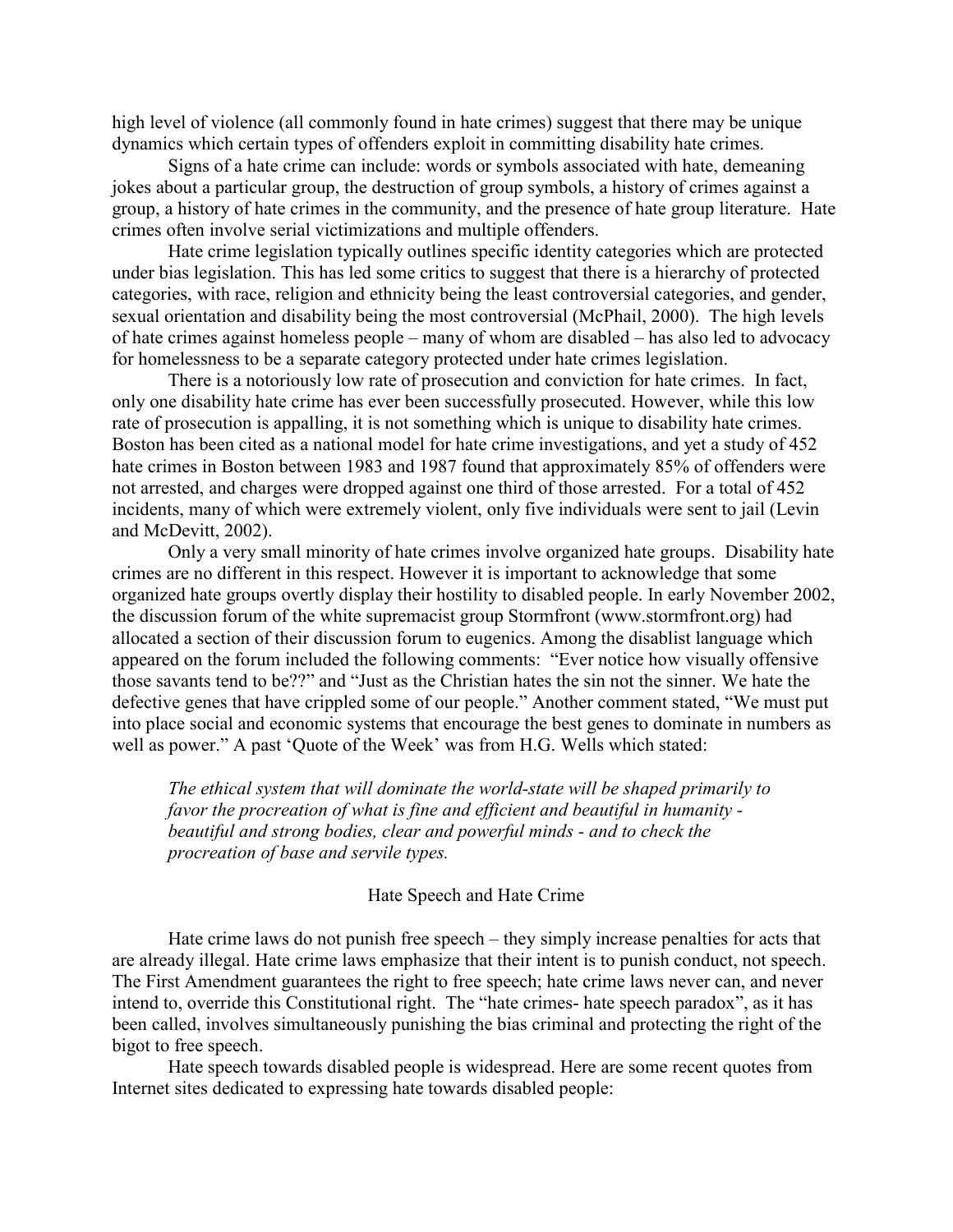high level of violence (all commonly found in hate crimes) suggest that there may be unique dynamics which certain types of offenders exploit in committing disability hate crimes.

Signs of a hate crime can include: words or symbols associated with hate, demeaning jokes about a particular group, the destruction of group symbols, a history of crimes against a group, a history of hate crimes in the community, and the presence of hate group literature. Hate crimes often involve serial victimizations and multiple offenders.

Hate crime legislation typically outlines specific identity categories which are protected under bias legislation. This has led some critics to suggest that there is a hierarchy of protected categories, with race, religion and ethnicity being the least controversial categories, and gender, sexual orientation and disability being the most controversial (McPhail, 2000). The high levels of hate crimes against homeless people – many of whom are disabled – has also led to advocacy for homelessness to be a separate category protected under hate crimes legislation.

There is a notoriously low rate of prosecution and conviction for hate crimes. In fact, only one disability hate crime has ever been successfully prosecuted. However, while this low rate of prosecution is appalling, it is not something which is unique to disability hate crimes. Boston has been cited as a national model for hate crime investigations, and yet a study of 452 hate crimes in Boston between 1983 and 1987 found that approximately 85% of offenders were not arrested, and charges were dropped against one third of those arrested. For a total of 452 incidents, many of which were extremely violent, only five individuals were sent to jail (Levin and McDevitt, 2002).

Only a very small minority of hate crimes involve organized hate groups. Disability hate crimes are no different in this respect. However it is important to acknowledge that some organized hate groups overtly display their hostility to disabled people. In early November 2002, the discussion forum of the white supremacist group Stormfront (www.stormfront.org) had allocated a section of their discussion forum to eugenics. Among the disablist language which appeared on the forum included the following comments: "Ever notice how visually offensive those savants tend to be??" and "Just as the Christian hates the sin not the sinner. We hate the defective genes that have crippled some of our people." Another comment stated, "We must put into place social and economic systems that encourage the best genes to dominate in numbers as well as power." A past 'Quote of the Week' was from H.G. Wells which stated:

> *The ethical system that will dominate the world-state will be shaped primarily to favor the procreation of what is fine and efficient and beautiful in humanity - beautiful and strong bodies, clear and powerful minds - and to check the procreation of base and servile types.*

## Hate Speech and Hate Crime

Hate crime laws do not punish free speech – they simply increase penalties for acts that are already illegal. Hate crime laws emphasize that their intent is to punish conduct, not speech. The First Amendment guarantees the right to free speech; hate crime laws never can, and never intend to, override this Constitutional right. The "hate crimes- hate speech paradox", as it has been called, involves simultaneously punishing the bias criminal and protecting the right of the bigot to free speech.

Hate speech towards disabled people is widespread. Here are some recent quotes from Internet sites dedicated to expressing hate towards disabled people: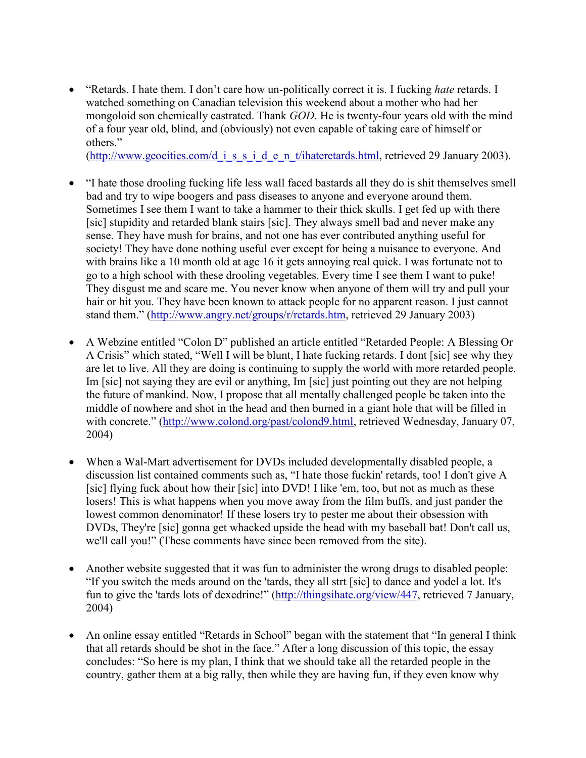- "Retards. I hate them. I don't care how un-politically correct it is. I fucking *hate* retards. I watched something on Canadian television this weekend about a mother who had her mongoloid son chemically castrated. Thank *GOD*. He is twenty-four years old with the mind of a four year old, blind, and (obviously) not even capable of taking care of himself or others." (http://www.geocities.com/d_i_s_s_i_d_e_n_t/ihateretards.html, retrieved 29 January 2003).

- "I hate those drooling fucking life less wall faced bastards all they do is shit themselves smell bad and try to wipe boogers and pass diseases to anyone and everyone around them. Sometimes I see them I want to take a hammer to their thick skulls. I get fed up with there [sic] stupidity and retarded blank stairs [sic]. They always smell bad and never make any sense. They have mush for brains, and not one has ever contributed anything useful for society! They have done nothing useful ever except for being a nuisance to everyone. And with brains like a 10 month old at age 16 it gets annoying real quick. I was fortunate not to go to a high school with these drooling vegetables. Every time I see them I want to puke! They disgust me and scare me. You never know when anyone of them will try and pull your hair or hit you. They have been known to attack people for no apparent reason. I just cannot stand them." (http://www.angry.net/groups/r/retards.htm, retrieved 29 January 2003)

- A Webzine entitled "Colon D" published an article entitled "Retarded People: A Blessing Or A Crisis" which stated, "Well I will be blunt, I hate fucking retards. I dont [sic] see why they are let to live. All they are doing is continuing to supply the world with more retarded people. Im [sic] not saying they are evil or anything, Im [sic] just pointing out they are not helping the future of mankind. Now, I propose that all mentally challenged people be taken into the middle of nowhere and shot in the head and then burned in a giant hole that will be filled in with concrete." (http://www.colond.org/past/colond9.html, retrieved Wednesday, January 07, 2004)

- When a Wal-Mart advertisement for DVDs included developmentally disabled people, a discussion list contained comments such as, "I hate those fuckin' retards, too! I don't give A [sic] flying fuck about how their [sic] into DVD! I like 'em, too, but not as much as these losers! This is what happens when you move away from the film buffs, and just pander the lowest common denominator! If these losers try to pester me about their obsession with DVDs, They're [sic] gonna get whacked upside the head with my baseball bat! Don't call us, we'll call you!" (These comments have since been removed from the site).

- Another website suggested that it was fun to administer the wrong drugs to disabled people: "If you switch the meds around on the 'tards, they all strt [sic] to dance and yodel a lot. It's fun to give the 'tards lots of dexedrine!" (http://thingsihate.org/view/447, retrieved 7 January, 2004)

- An online essay entitled "Retards in School" began with the statement that "In general I think that all retards should be shot in the face." After a long discussion of this topic, the essay concludes: "So here is my plan, I think that we should take all the retarded people in the country, gather them at a big rally, then while they are having fun, if they even know why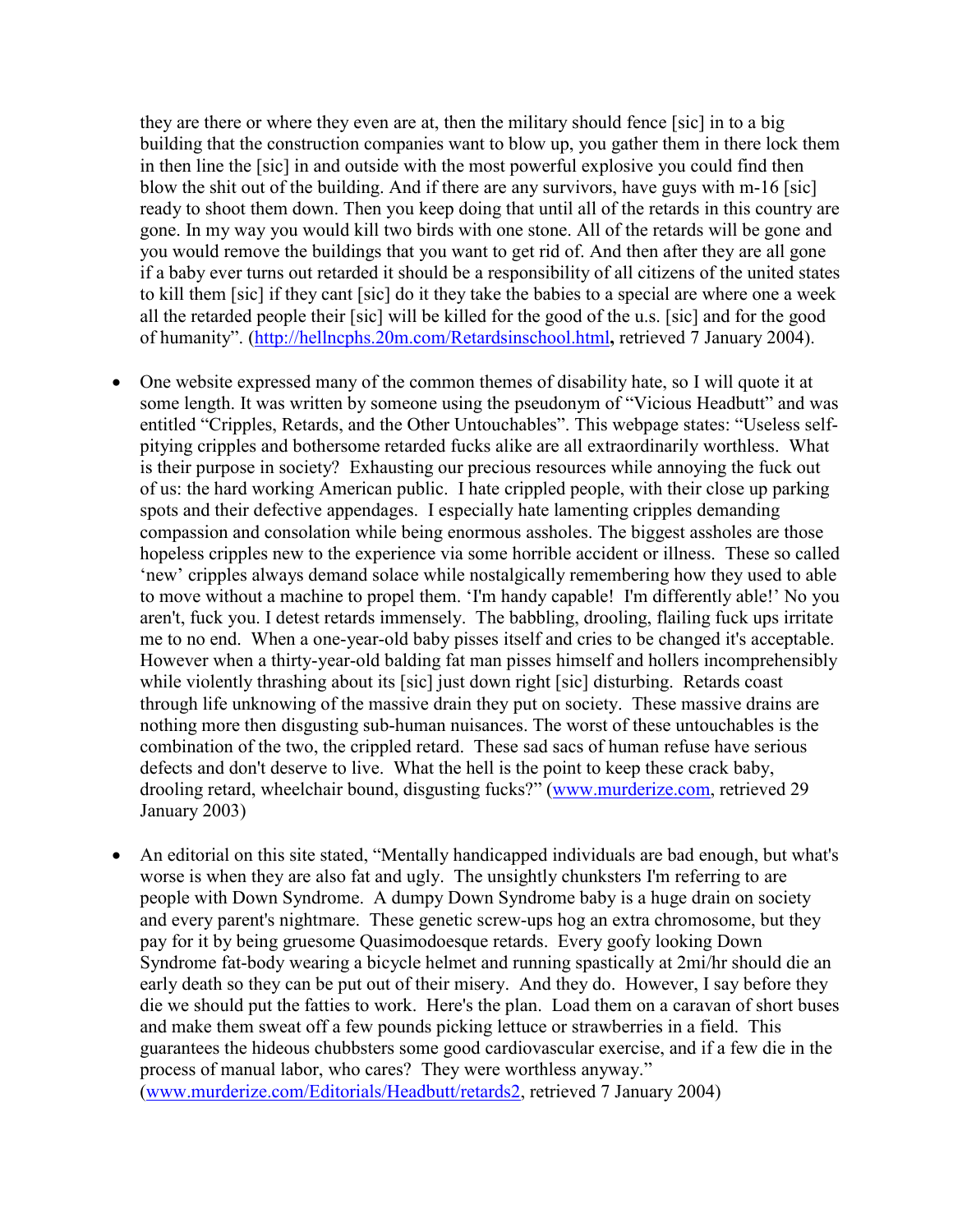they are there or where they even are at, then the military should fence [sic] in to a big building that the construction companies want to blow up, you gather them in there lock them in then line the [sic] in and outside with the most powerful explosive you could find then blow the shit out of the building. And if there are any survivors, have guys with m-16 [sic] ready to shoot them down. Then you keep doing that until all of the retards in this country are gone. In my way you would kill two birds with one stone. All of the retards will be gone and you would remove the buildings that you want to get rid of. And then after they are all gone if a baby ever turns out retarded it should be a responsibility of all citizens of the united states to kill them [sic] if they cant [sic] do it they take the babies to a special are where one a week all the retarded people their [sic] will be killed for the good of the u.s. [sic] and for the good of humanity". (http://hellncphs.20m.com/Retardsinschool.html**,** retrieved 7 January 2004).

- One website expressed many of the common themes of disability hate, so I will quote it at some length. It was written by someone using the pseudonym of "Vicious Headbutt" and was entitled "Cripples, Retards, and the Other Untouchables". This webpage states: "Useless self-pitying cripples and bothersome retarded fucks alike are all extraordinarily worthless. What is their purpose in society? Exhausting our precious resources while annoying the fuck out of us: the hard working American public. I hate crippled people, with their close up parking spots and their defective appendages. I especially hate lamenting cripples demanding compassion and consolation while being enormous assholes. The biggest assholes are those hopeless cripples new to the experience via some horrible accident or illness. These so called 'new' cripples always demand solace while nostalgically remembering how they used to able to move without a machine to propel them. 'I'm handy capable! I'm differently able!' No you aren't, fuck you. I detest retards immensely. The babbling, drooling, flailing fuck ups irritate me to no end. When a one-year-old baby pisses itself and cries to be changed it's acceptable. However when a thirty-year-old balding fat man pisses himself and hollers incomprehensibly while violently thrashing about its [sic] just down right [sic] disturbing. Retards coast through life unknowing of the massive drain they put on society. These massive drains are nothing more then disgusting sub-human nuisances. The worst of these untouchables is the combination of the two, the crippled retard. These sad sacs of human refuse have serious defects and don't deserve to live. What the hell is the point to keep these crack baby, drooling retard, wheelchair bound, disgusting fucks?" (www.murderize.com, retrieved 29 January 2003)

- An editorial on this site stated, "Mentally handicapped individuals are bad enough, but what's worse is when they are also fat and ugly. The unsightly chunksters I'm referring to are people with Down Syndrome. A dumpy Down Syndrome baby is a huge drain on society and every parent's nightmare. These genetic screw-ups hog an extra chromosome, but they pay for it by being gruesome Quasimodoesque retards. Every goofy looking Down Syndrome fat-body wearing a bicycle helmet and running spastically at 2mi/hr should die an early death so they can be put out of their misery. And they do. However, I say before they die we should put the fatties to work. Here's the plan. Load them on a caravan of short buses and make them sweat off a few pounds picking lettuce or strawberries in a field. This guarantees the hideous chubbsters some good cardiovascular exercise, and if a few die in the process of manual labor, who cares? They were worthless anyway." (www.murderize.com/Editorials/Headbutt/retards2, retrieved 7 January 2004)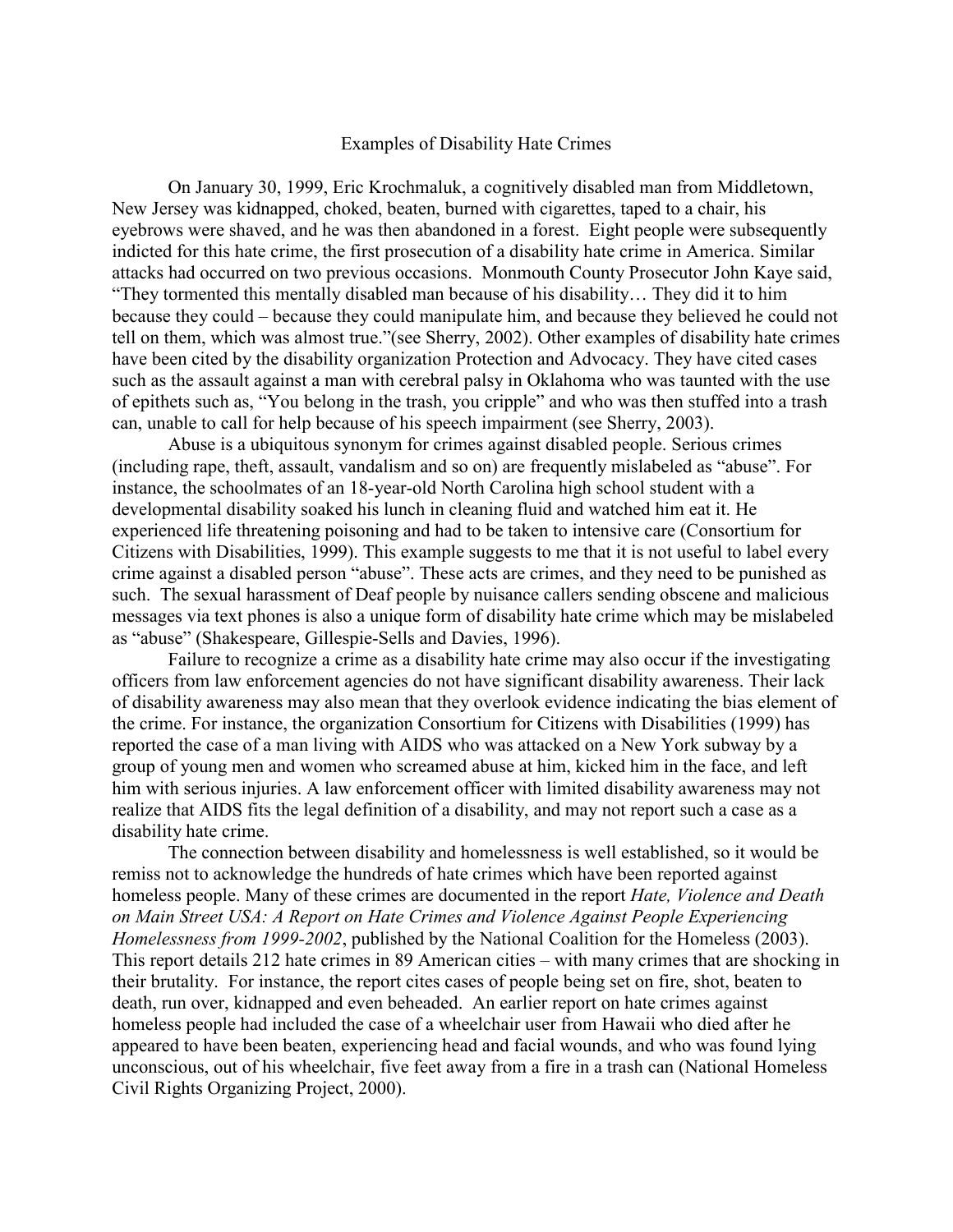## Examples of Disability Hate Crimes

On January 30, 1999, Eric Krochmaluk, a cognitively disabled man from Middletown, New Jersey was kidnapped, choked, beaten, burned with cigarettes, taped to a chair, his eyebrows were shaved, and he was then abandoned in a forest. Eight people were subsequently indicted for this hate crime, the first prosecution of a disability hate crime in America. Similar attacks had occurred on two previous occasions. Monmouth County Prosecutor John Kaye said, "They tormented this mentally disabled man because of his disability… They did it to him because they could – because they could manipulate him, and because they believed he could not tell on them, which was almost true."(see Sherry, 2002). Other examples of disability hate crimes have been cited by the disability organization Protection and Advocacy. They have cited cases such as the assault against a man with cerebral palsy in Oklahoma who was taunted with the use of epithets such as, "You belong in the trash, you cripple" and who was then stuffed into a trash can, unable to call for help because of his speech impairment (see Sherry, 2003).

Abuse is a ubiquitous synonym for crimes against disabled people. Serious crimes (including rape, theft, assault, vandalism and so on) are frequently mislabeled as "abuse". For instance, the schoolmates of an 18-year-old North Carolina high school student with a developmental disability soaked his lunch in cleaning fluid and watched him eat it. He experienced life threatening poisoning and had to be taken to intensive care (Consortium for Citizens with Disabilities, 1999). This example suggests to me that it is not useful to label every crime against a disabled person "abuse". These acts are crimes, and they need to be punished as such. The sexual harassment of Deaf people by nuisance callers sending obscene and malicious messages via text phones is also a unique form of disability hate crime which may be mislabeled as "abuse" (Shakespeare, Gillespie-Sells and Davies, 1996).

Failure to recognize a crime as a disability hate crime may also occur if the investigating officers from law enforcement agencies do not have significant disability awareness. Their lack of disability awareness may also mean that they overlook evidence indicating the bias element of the crime. For instance, the organization Consortium for Citizens with Disabilities (1999) has reported the case of a man living with AIDS who was attacked on a New York subway by a group of young men and women who screamed abuse at him, kicked him in the face, and left him with serious injuries. A law enforcement officer with limited disability awareness may not realize that AIDS fits the legal definition of a disability, and may not report such a case as a disability hate crime.

The connection between disability and homelessness is well established, so it would be remiss not to acknowledge the hundreds of hate crimes which have been reported against homeless people. Many of these crimes are documented in the report *Hate, Violence and Death on Main Street USA: A Report on Hate Crimes and Violence Against People Experiencing Homelessness from 1999-2002*, published by the National Coalition for the Homeless (2003). This report details 212 hate crimes in 89 American cities – with many crimes that are shocking in their brutality. For instance, the report cites cases of people being set on fire, shot, beaten to death, run over, kidnapped and even beheaded. An earlier report on hate crimes against homeless people had included the case of a wheelchair user from Hawaii who died after he appeared to have been beaten, experiencing head and facial wounds, and who was found lying unconscious, out of his wheelchair, five feet away from a fire in a trash can (National Homeless Civil Rights Organizing Project, 2000).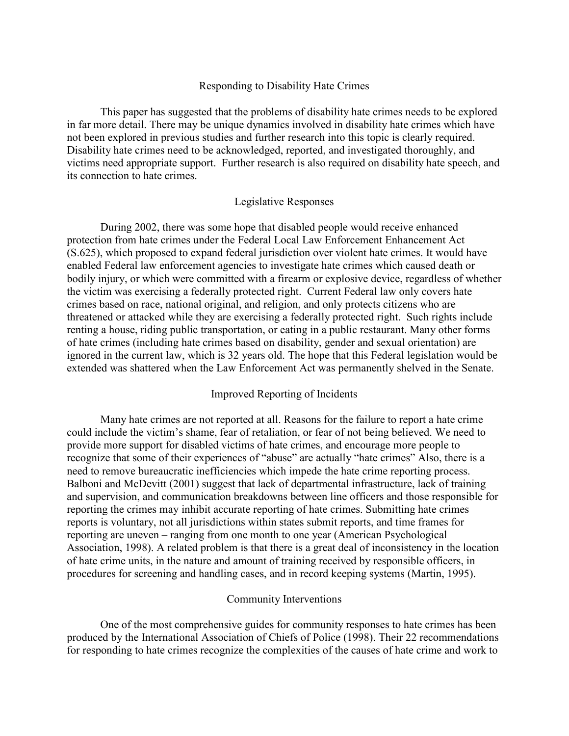## Responding to Disability Hate Crimes

This paper has suggested that the problems of disability hate crimes needs to be explored in far more detail. There may be unique dynamics involved in disability hate crimes which have not been explored in previous studies and further research into this topic is clearly required. Disability hate crimes need to be acknowledged, reported, and investigated thoroughly, and victims need appropriate support. Further research is also required on disability hate speech, and its connection to hate crimes.

### Legislative Responses

During 2002, there was some hope that disabled people would receive enhanced protection from hate crimes under the Federal Local Law Enforcement Enhancement Act (S.625), which proposed to expand federal jurisdiction over violent hate crimes. It would have enabled Federal law enforcement agencies to investigate hate crimes which caused death or bodily injury, or which were committed with a firearm or explosive device, regardless of whether the victim was exercising a federally protected right. Current Federal law only covers hate crimes based on race, national original, and religion, and only protects citizens who are threatened or attacked while they are exercising a federally protected right. Such rights include renting a house, riding public transportation, or eating in a public restaurant. Many other forms of hate crimes (including hate crimes based on disability, gender and sexual orientation) are ignored in the current law, which is 32 years old. The hope that this Federal legislation would be extended was shattered when the Law Enforcement Act was permanently shelved in the Senate.

### Improved Reporting of Incidents

Many hate crimes are not reported at all. Reasons for the failure to report a hate crime could include the victim's shame, fear of retaliation, or fear of not being believed. We need to provide more support for disabled victims of hate crimes, and encourage more people to recognize that some of their experiences of "abuse" are actually "hate crimes" Also, there is a need to remove bureaucratic inefficiencies which impede the hate crime reporting process. Balboni and McDevitt (2001) suggest that lack of departmental infrastructure, lack of training and supervision, and communication breakdowns between line officers and those responsible for reporting the crimes may inhibit accurate reporting of hate crimes. Submitting hate crimes reports is voluntary, not all jurisdictions within states submit reports, and time frames for reporting are uneven – ranging from one month to one year (American Psychological Association, 1998). A related problem is that there is a great deal of inconsistency in the location of hate crime units, in the nature and amount of training received by responsible officers, in procedures for screening and handling cases, and in record keeping systems (Martin, 1995).

### Community Interventions

One of the most comprehensive guides for community responses to hate crimes has been produced by the International Association of Chiefs of Police (1998). Their 22 recommendations for responding to hate crimes recognize the complexities of the causes of hate crime and work to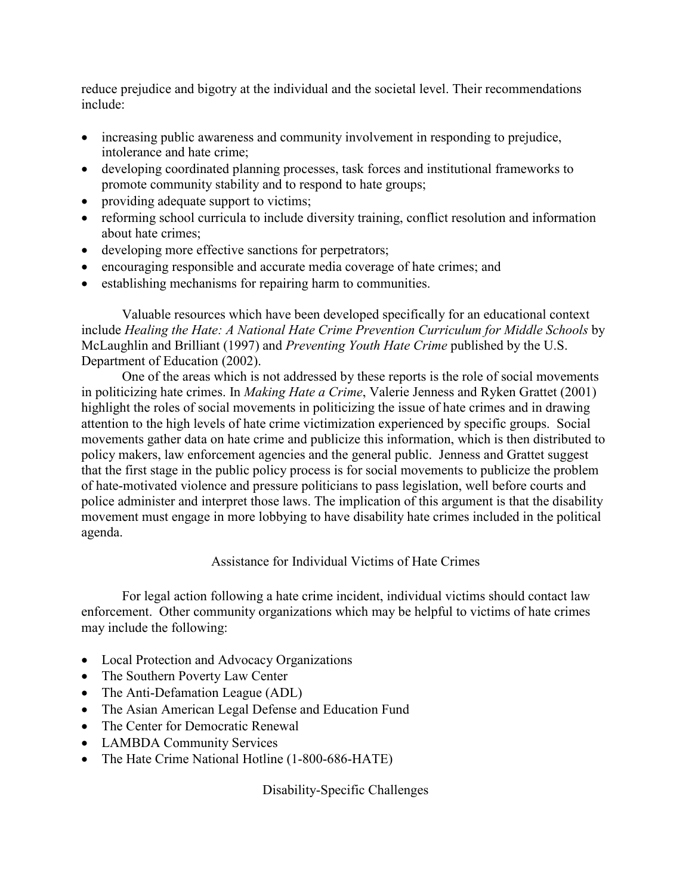reduce prejudice and bigotry at the individual and the societal level. Their recommendations include:

- increasing public awareness and community involvement in responding to prejudice, intolerance and hate crime;
- developing coordinated planning processes, task forces and institutional frameworks to promote community stability and to respond to hate groups;
- providing adequate support to victims;
- reforming school curricula to include diversity training, conflict resolution and information about hate crimes;
- developing more effective sanctions for perpetrators;
- encouraging responsible and accurate media coverage of hate crimes; and
- establishing mechanisms for repairing harm to communities.

Valuable resources which have been developed specifically for an educational context include *Healing the Hate: A National Hate Crime Prevention Curriculum for Middle Schools* by McLaughlin and Brilliant (1997) and *Preventing Youth Hate Crime* published by the U.S. Department of Education (2002).

One of the areas which is not addressed by these reports is the role of social movements in politicizing hate crimes. In *Making Hate a Crime*, Valerie Jenness and Ryken Grattet (2001) highlight the roles of social movements in politicizing the issue of hate crimes and in drawing attention to the high levels of hate crime victimization experienced by specific groups. Social movements gather data on hate crime and publicize this information, which is then distributed to policy makers, law enforcement agencies and the general public. Jenness and Grattet suggest that the first stage in the public policy process is for social movements to publicize the problem of hate-motivated violence and pressure politicians to pass legislation, well before courts and police administer and interpret those laws. The implication of this argument is that the disability movement must engage in more lobbying to have disability hate crimes included in the political agenda.

## Assistance for Individual Victims of Hate Crimes

For legal action following a hate crime incident, individual victims should contact law enforcement. Other community organizations which may be helpful to victims of hate crimes may include the following:

- Local Protection and Advocacy Organizations
- The Southern Poverty Law Center
- The Anti-Defamation League (ADL)
- The Asian American Legal Defense and Education Fund
- The Center for Democratic Renewal
- LAMBDA Community Services
- The Hate Crime National Hotline (1-800-686-HATE)

## Disability-Specific Challenges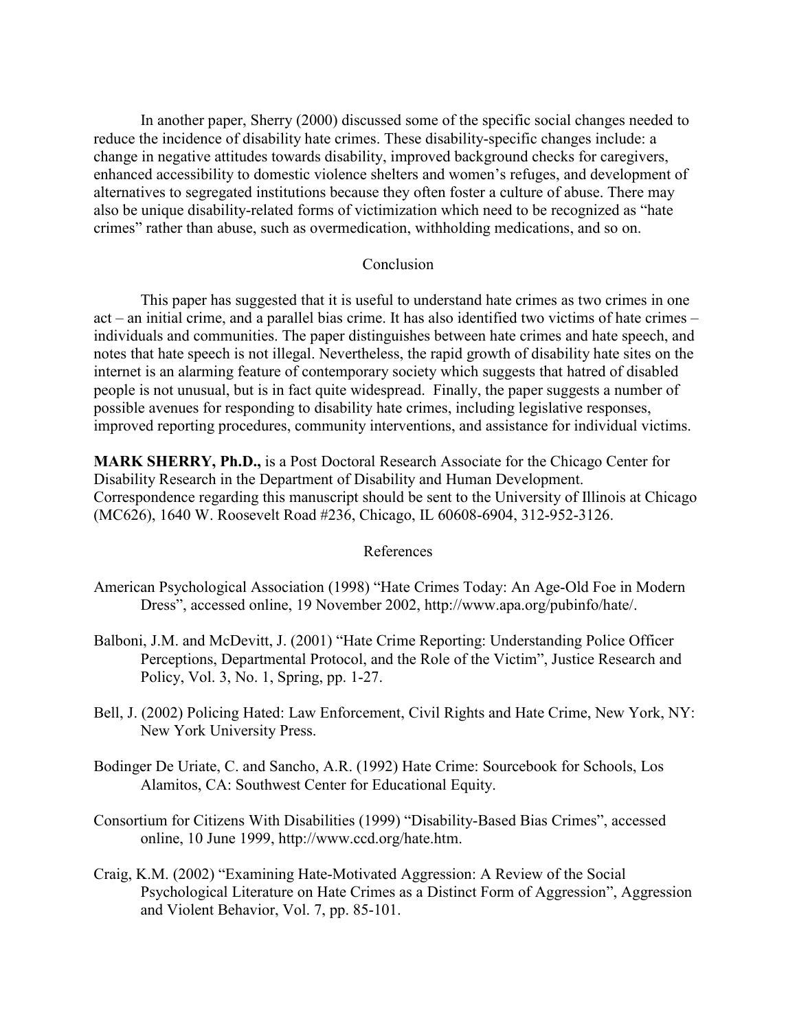In another paper, Sherry (2000) discussed some of the specific social changes needed to reduce the incidence of disability hate crimes. These disability-specific changes include: a change in negative attitudes towards disability, improved background checks for caregivers, enhanced accessibility to domestic violence shelters and women's refuges, and development of alternatives to segregated institutions because they often foster a culture of abuse. There may also be unique disability-related forms of victimization which need to be recognized as "hate crimes" rather than abuse, such as overmedication, withholding medications, and so on.

## Conclusion

This paper has suggested that it is useful to understand hate crimes as two crimes in one act – an initial crime, and a parallel bias crime. It has also identified two victims of hate crimes – individuals and communities. The paper distinguishes between hate crimes and hate speech, and notes that hate speech is not illegal. Nevertheless, the rapid growth of disability hate sites on the internet is an alarming feature of contemporary society which suggests that hatred of disabled people is not unusual, but is in fact quite widespread. Finally, the paper suggests a number of possible avenues for responding to disability hate crimes, including legislative responses, improved reporting procedures, community interventions, and assistance for individual victims.

**MARK SHERRY, Ph.D.,** is a Post Doctoral Research Associate for the Chicago Center for Disability Research in the Department of Disability and Human Development. Correspondence regarding this manuscript should be sent to the University of Illinois at Chicago (MC626), 1640 W. Roosevelt Road #236, Chicago, IL 60608-6904, 312-952-3126.

## References

American Psychological Association (1998) "Hate Crimes Today: An Age-Old Foe in Modern Dress", accessed online, 19 November 2002, http://www.apa.org/pubinfo/hate/.

Balboni, J.M. and McDevitt, J. (2001) "Hate Crime Reporting: Understanding Police Officer Perceptions, Departmental Protocol, and the Role of the Victim", Justice Research and Policy, Vol. 3, No. 1, Spring, pp. 1-27.

Bell, J. (2002) Policing Hated: Law Enforcement, Civil Rights and Hate Crime, New York, NY: New York University Press.

Bodinger De Uriate, C. and Sancho, A.R. (1992) Hate Crime: Sourcebook for Schools, Los Alamitos, CA: Southwest Center for Educational Equity.

Consortium for Citizens With Disabilities (1999) "Disability-Based Bias Crimes", accessed online, 10 June 1999, http://www.ccd.org/hate.htm.

Craig, K.M. (2002) "Examining Hate-Motivated Aggression: A Review of the Social Psychological Literature on Hate Crimes as a Distinct Form of Aggression", Aggression and Violent Behavior, Vol. 7, pp. 85-101.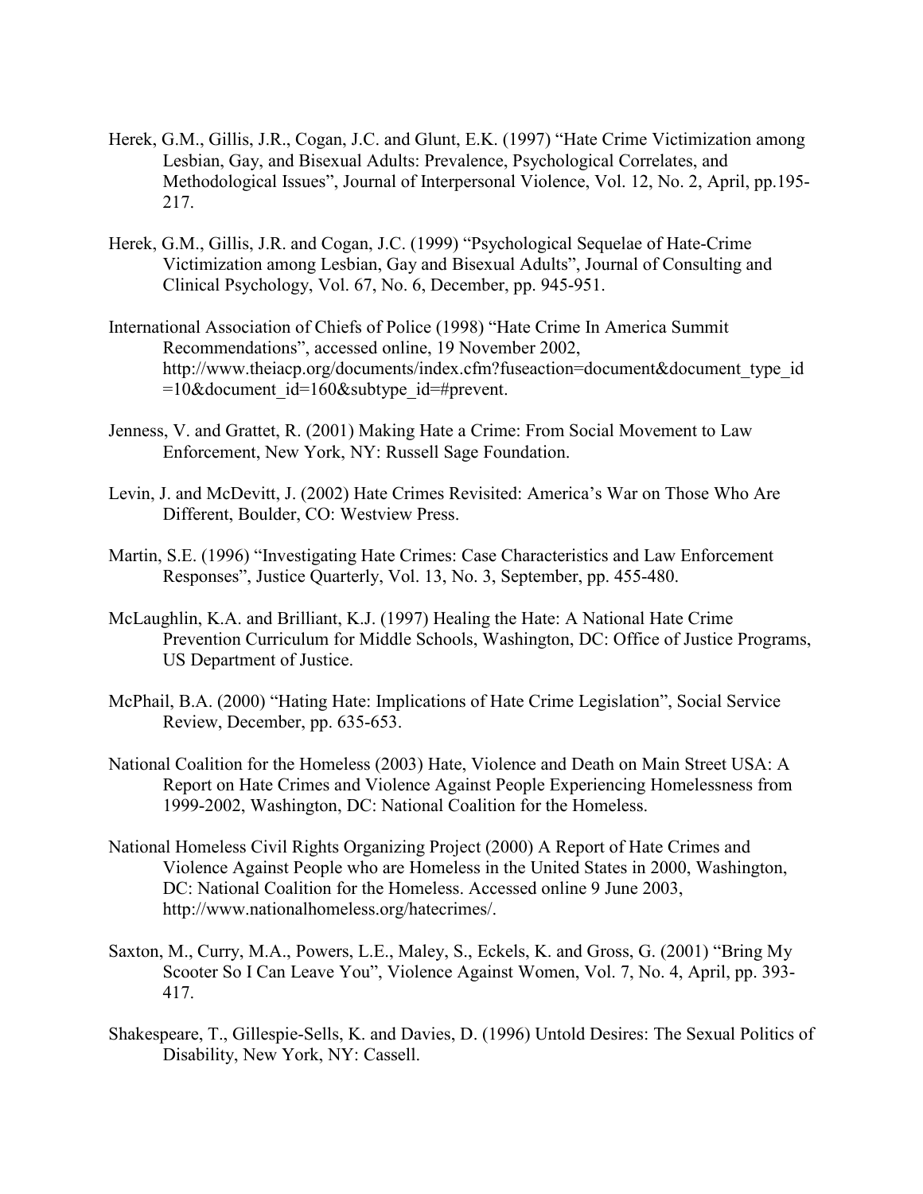Herek, G.M., Gillis, J.R., Cogan, J.C. and Glunt, E.K. (1997) "Hate Crime Victimization among Lesbian, Gay, and Bisexual Adults: Prevalence, Psychological Correlates, and Methodological Issues", Journal of Interpersonal Violence, Vol. 12, No. 2, April, pp.195-217.

Herek, G.M., Gillis, J.R. and Cogan, J.C. (1999) "Psychological Sequelae of Hate-Crime Victimization among Lesbian, Gay and Bisexual Adults", Journal of Consulting and Clinical Psychology, Vol. 67, No. 6, December, pp. 945-951.

International Association of Chiefs of Police (1998) "Hate Crime In America Summit Recommendations", accessed online, 19 November 2002, http://www.theiacp.org/documents/index.cfm?fuseaction=document&document_type_id=10&document_id=160&subtype_id=#prevent.

Jenness, V. and Grattet, R. (2001) Making Hate a Crime: From Social Movement to Law Enforcement, New York, NY: Russell Sage Foundation.

Levin, J. and McDevitt, J. (2002) Hate Crimes Revisited: America's War on Those Who Are Different, Boulder, CO: Westview Press.

Martin, S.E. (1996) "Investigating Hate Crimes: Case Characteristics and Law Enforcement Responses", Justice Quarterly, Vol. 13, No. 3, September, pp. 455-480.

McLaughlin, K.A. and Brilliant, K.J. (1997) Healing the Hate: A National Hate Crime Prevention Curriculum for Middle Schools, Washington, DC: Office of Justice Programs, US Department of Justice.

McPhail, B.A. (2000) "Hating Hate: Implications of Hate Crime Legislation", Social Service Review, December, pp. 635-653.

National Coalition for the Homeless (2003) Hate, Violence and Death on Main Street USA: A Report on Hate Crimes and Violence Against People Experiencing Homelessness from 1999-2002, Washington, DC: National Coalition for the Homeless.

National Homeless Civil Rights Organizing Project (2000) A Report of Hate Crimes and Violence Against People who are Homeless in the United States in 2000, Washington, DC: National Coalition for the Homeless. Accessed online 9 June 2003, http://www.nationalhomeless.org/hatecrimes/.

Saxton, M., Curry, M.A., Powers, L.E., Maley, S., Eckels, K. and Gross, G. (2001) "Bring My Scooter So I Can Leave You", Violence Against Women, Vol. 7, No. 4, April, pp. 393-417.

Shakespeare, T., Gillespie-Sells, K. and Davies, D. (1996) Untold Desires: The Sexual Politics of Disability, New York, NY: Cassell.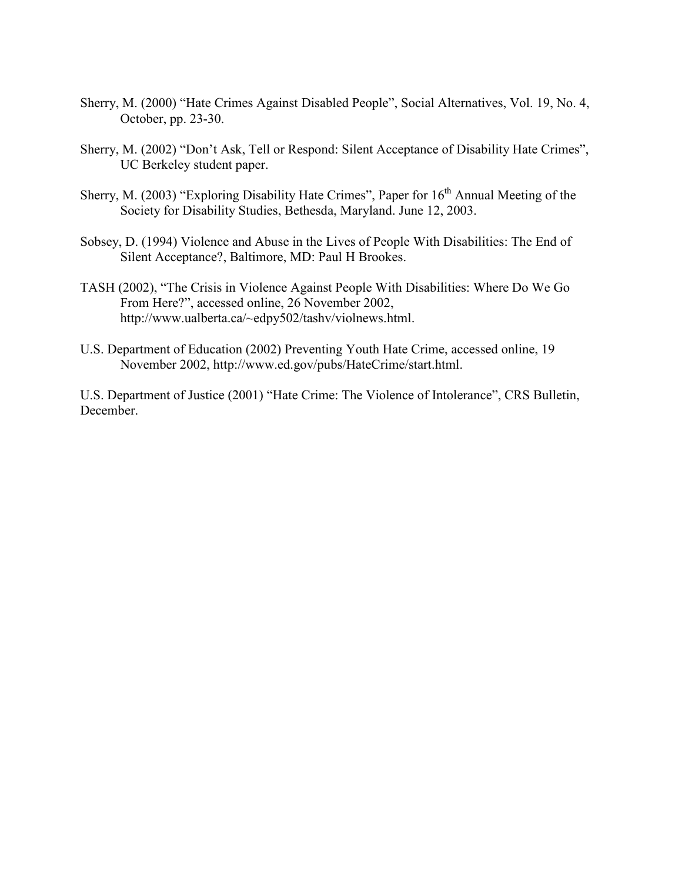Sherry, M. (2000) "Hate Crimes Against Disabled People", Social Alternatives, Vol. 19, No. 4, October, pp. 23-30.

Sherry, M. (2002) "Don't Ask, Tell or Respond: Silent Acceptance of Disability Hate Crimes", UC Berkeley student paper.

Sherry, M. (2003) "Exploring Disability Hate Crimes", Paper for 16th Annual Meeting of the Society for Disability Studies, Bethesda, Maryland. June 12, 2003.

Sobsey, D. (1994) Violence and Abuse in the Lives of People With Disabilities: The End of Silent Acceptance?, Baltimore, MD: Paul H Brookes.

TASH (2002), "The Crisis in Violence Against People With Disabilities: Where Do We Go From Here?", accessed online, 26 November 2002, http://www.ualberta.ca/~edpy502/tashv/violnews.html.

U.S. Department of Education (2002) Preventing Youth Hate Crime, accessed online, 19 November 2002, http://www.ed.gov/pubs/HateCrime/start.html.

U.S. Department of Justice (2001) "Hate Crime: The Violence of Intolerance", CRS Bulletin, December.